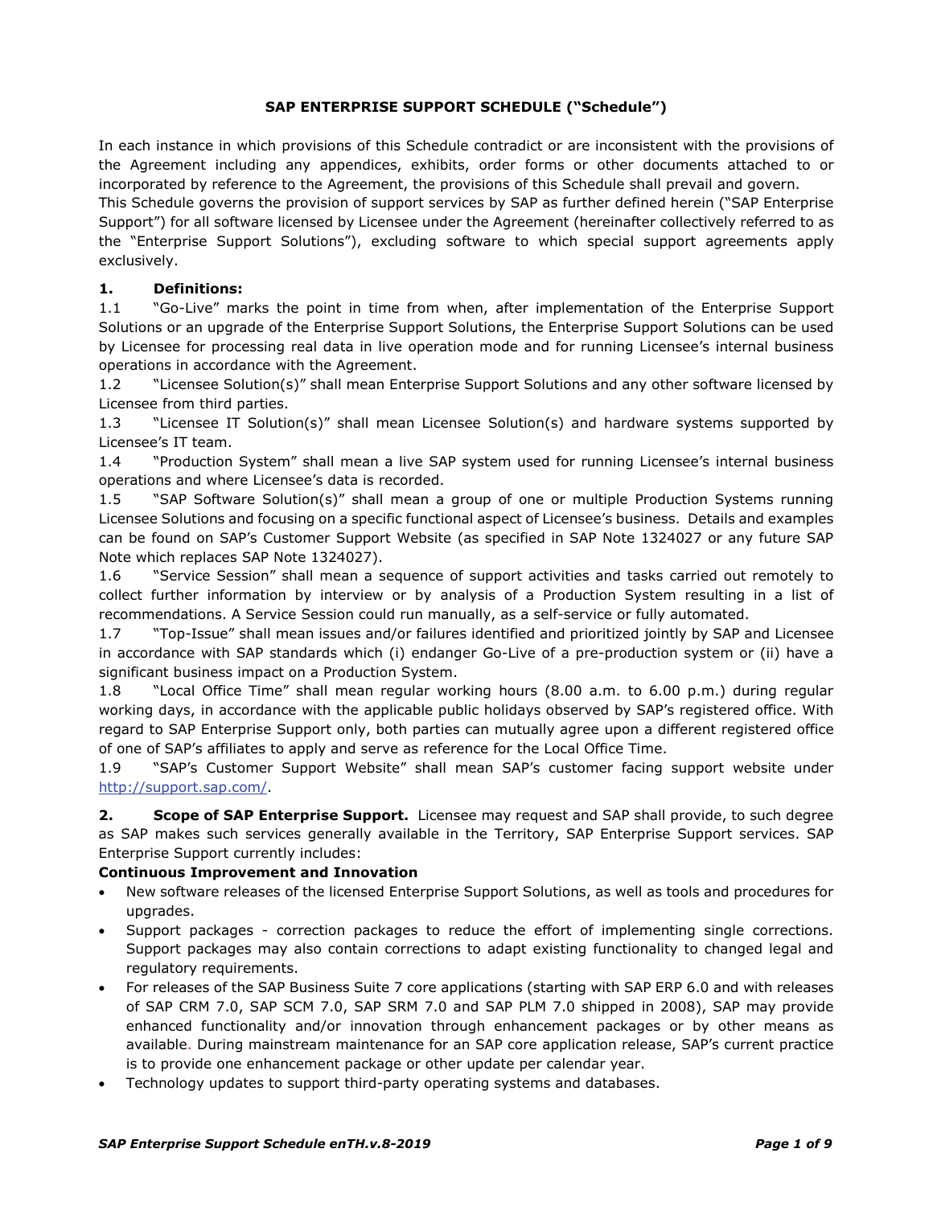# SAP ENTERPRISE SUPPORT SCHEDULE ("Schedule")

In each instance in which provisions of this Schedule contradict or are inconsistent with the provisions of the Agreement including any appendices, exhibits, order forms or other documents attached to or incorporated by reference to the Agreement, the provisions of this Schedule shall prevail and govern.

This Schedule governs the provision of support services by SAP as further defined herein ("SAP Enterprise Support") for all software licensed by Licensee under the Agreement (hereinafter collectively referred to as the "Enterprise Support Solutions"), excluding software to which special support agreements apply exclusively.

## 1. Definitions:

1.1 "Go-Live" marks the point in time from when, after implementation of the Enterprise Support Solutions or an upgrade of the Enterprise Support Solutions, the Enterprise Support Solutions can be used by Licensee for processing real data in live operation mode and for running Licensee's internal business operations in accordance with the Agreement.

1.2 "Licensee Solution(s)" shall mean Enterprise Support Solutions and any other software licensed by Licensee from third parties.

1.3 "Licensee IT Solution(s)" shall mean Licensee Solution(s) and hardware systems supported by Licensee's IT team.

1.4 "Production System" shall mean a live SAP system used for running Licensee's internal business operations and where Licensee's data is recorded.

1.5 "SAP Software Solution(s)" shall mean a group of one or multiple Production Systems running Licensee Solutions and focusing on a specific functional aspect of Licensee's business. Details and examples can be found on SAP's Customer Support Website (as specified in SAP Note 1324027 or any future SAP Note which replaces SAP Note 1324027).

1.6 "Service Session" shall mean a sequence of support activities and tasks carried out remotely to collect further information by interview or by analysis of a Production System resulting in a list of recommendations. A Service Session could run manually, as a self-service or fully automated.

1.7 "Top-Issue" shall mean issues and/or failures identified and prioritized jointly by SAP and Licensee in accordance with SAP standards which (i) endanger Go-Live of a pre-production system or (ii) have a significant business impact on a Production System.

1.8 "Local Office Time" shall mean regular working hours (8.00 a.m. to 6.00 p.m.) during regular working days, in accordance with the applicable public holidays observed by SAP's registered office. With regard to SAP Enterprise Support only, both parties can mutually agree upon a different registered office of one of SAP's affiliates to apply and serve as reference for the Local Office Time.

1.9 "SAP's Customer Support Website" shall mean SAP's customer facing support website under http://support.sap.com/.

## 2. Scope of SAP Enterprise Support.

Licensee may request and SAP shall provide, to such degree as SAP makes such services generally available in the Territory, SAP Enterprise Support services. SAP Enterprise Support currently includes:

**Continuous Improvement and Innovation**

- New software releases of the licensed Enterprise Support Solutions, as well as tools and procedures for upgrades.
- Support packages - correction packages to reduce the effort of implementing single corrections. Support packages may also contain corrections to adapt existing functionality to changed legal and regulatory requirements.
- For releases of the SAP Business Suite 7 core applications (starting with SAP ERP 6.0 and with releases of SAP CRM 7.0, SAP SCM 7.0, SAP SRM 7.0 and SAP PLM 7.0 shipped in 2008), SAP may provide enhanced functionality and/or innovation through enhancement packages or by other means as available. During mainstream maintenance for an SAP core application release, SAP's current practice is to provide one enhancement package or other update per calendar year.
- Technology updates to support third-party operating systems and databases.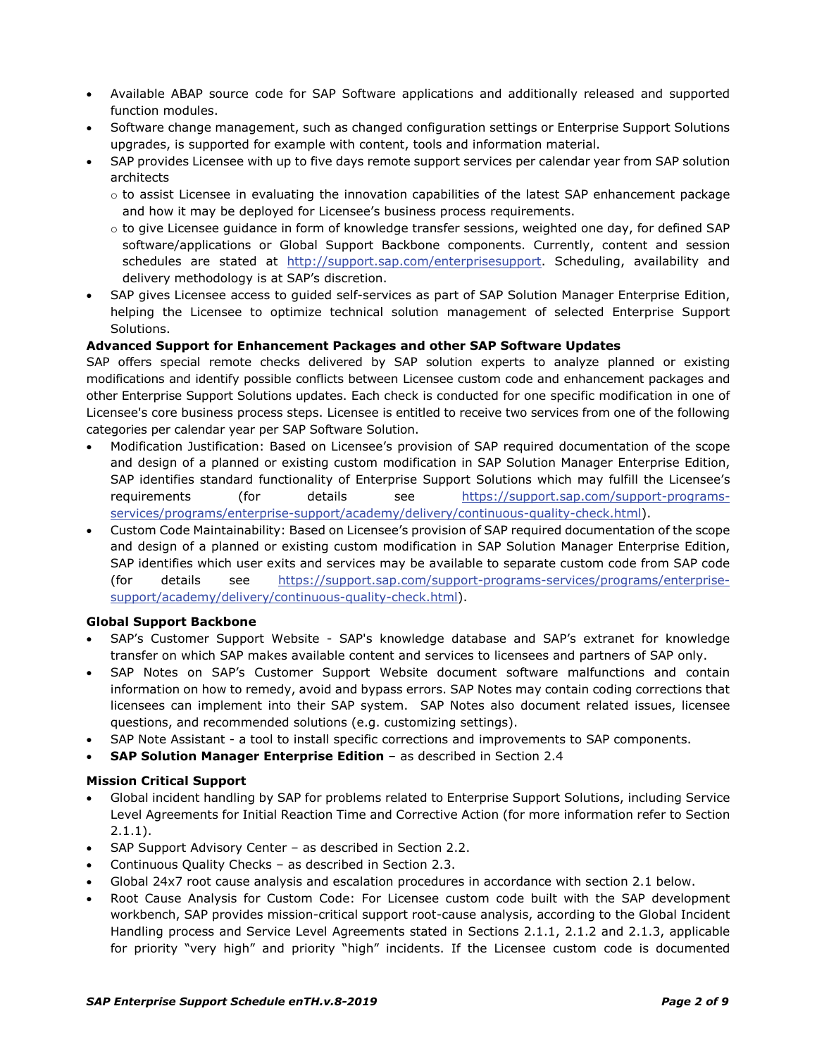- Available ABAP source code for SAP Software applications and additionally released and supported function modules.
- Software change management, such as changed configuration settings or Enterprise Support Solutions upgrades, is supported for example with content, tools and information material.
- SAP provides Licensee with up to five days remote support services per calendar year from SAP solution architects
  - to assist Licensee in evaluating the innovation capabilities of the latest SAP enhancement package and how it may be deployed for Licensee's business process requirements.
  - to give Licensee guidance in form of knowledge transfer sessions, weighted one day, for defined SAP software/applications or Global Support Backbone components. Currently, content and session schedules are stated at [http://support.sap.com/enterprisesupport](http://support.sap.com/enterprisesupport). Scheduling, availability and delivery methodology is at SAP's discretion.
- SAP gives Licensee access to guided self-services as part of SAP Solution Manager Enterprise Edition, helping the Licensee to optimize technical solution management of selected Enterprise Support Solutions.

**Advanced Support for Enhancement Packages and other SAP Software Updates**

SAP offers special remote checks delivered by SAP solution experts to analyze planned or existing modifications and identify possible conflicts between Licensee custom code and enhancement packages and other Enterprise Support Solutions updates. Each check is conducted for one specific modification in one of Licensee's core business process steps. Licensee is entitled to receive two services from one of the following categories per calendar year per SAP Software Solution.

- Modification Justification: Based on Licensee's provision of SAP required documentation of the scope and design of a planned or existing custom modification in SAP Solution Manager Enterprise Edition, SAP identifies standard functionality of Enterprise Support Solutions which may fulfill the Licensee's requirements (for details see [https://support.sap.com/support-programs-services/programs/enterprise-support/academy/delivery/continuous-quality-check.html](https://support.sap.com/support-programs-services/programs/enterprise-support/academy/delivery/continuous-quality-check.html)).
- Custom Code Maintainability: Based on Licensee's provision of SAP required documentation of the scope and design of a planned or existing custom modification in SAP Solution Manager Enterprise Edition, SAP identifies which user exits and services may be available to separate custom code from SAP code (for details see [https://support.sap.com/support-programs-services/programs/enterprise-support/academy/delivery/continuous-quality-check.html](https://support.sap.com/support-programs-services/programs/enterprise-support/academy/delivery/continuous-quality-check.html)).

**Global Support Backbone**

- SAP's Customer Support Website - SAP's knowledge database and SAP's extranet for knowledge transfer on which SAP makes available content and services to licensees and partners of SAP only.
- SAP Notes on SAP's Customer Support Website document software malfunctions and contain information on how to remedy, avoid and bypass errors. SAP Notes may contain coding corrections that licensees can implement into their SAP system. SAP Notes also document related issues, licensee questions, and recommended solutions (e.g. customizing settings).
- SAP Note Assistant - a tool to install specific corrections and improvements to SAP components.
- **SAP Solution Manager Enterprise Edition** – as described in Section 2.4

**Mission Critical Support**

- Global incident handling by SAP for problems related to Enterprise Support Solutions, including Service Level Agreements for Initial Reaction Time and Corrective Action (for more information refer to Section 2.1.1).
- SAP Support Advisory Center – as described in Section 2.2.
- Continuous Quality Checks – as described in Section 2.3.
- Global 24x7 root cause analysis and escalation procedures in accordance with section 2.1 below.
- Root Cause Analysis for Custom Code: For Licensee custom code built with the SAP development workbench, SAP provides mission-critical support root-cause analysis, according to the Global Incident Handling process and Service Level Agreements stated in Sections 2.1.1, 2.1.2 and 2.1.3, applicable for priority "very high" and priority "high" incidents. If the Licensee custom code is documented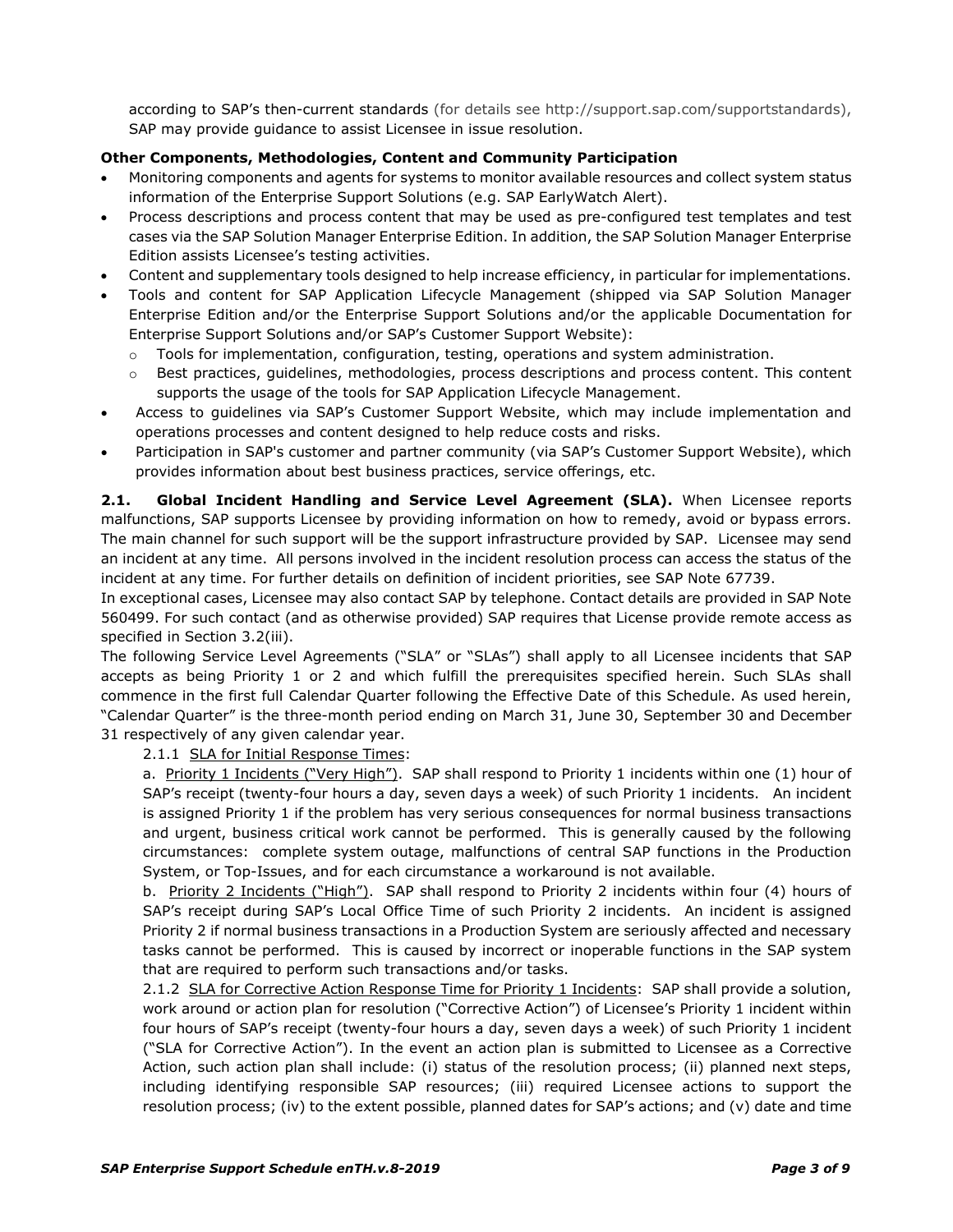according to SAP's then-current standards (for details see http://support.sap.com/supportstandards), SAP may provide guidance to assist Licensee in issue resolution.

**Other Components, Methodologies, Content and Community Participation**

- Monitoring components and agents for systems to monitor available resources and collect system status information of the Enterprise Support Solutions (e.g. SAP EarlyWatch Alert).
- Process descriptions and process content that may be used as pre-configured test templates and test cases via the SAP Solution Manager Enterprise Edition. In addition, the SAP Solution Manager Enterprise Edition assists Licensee's testing activities.
- Content and supplementary tools designed to help increase efficiency, in particular for implementations.
- Tools and content for SAP Application Lifecycle Management (shipped via SAP Solution Manager Enterprise Edition and/or the Enterprise Support Solutions and/or the applicable Documentation for Enterprise Support Solutions and/or SAP's Customer Support Website):
  - Tools for implementation, configuration, testing, operations and system administration.
  - Best practices, guidelines, methodologies, process descriptions and process content. This content supports the usage of the tools for SAP Application Lifecycle Management.
- Access to guidelines via SAP's Customer Support Website, which may include implementation and operations processes and content designed to help reduce costs and risks.
- Participation in SAP's customer and partner community (via SAP's Customer Support Website), which provides information about best business practices, service offerings, etc.

**2.1. Global Incident Handling and Service Level Agreement (SLA).** When Licensee reports malfunctions, SAP supports Licensee by providing information on how to remedy, avoid or bypass errors. The main channel for such support will be the support infrastructure provided by SAP. Licensee may send an incident at any time. All persons involved in the incident resolution process can access the status of the incident at any time. For further details on definition of incident priorities, see SAP Note 67739.

In exceptional cases, Licensee may also contact SAP by telephone. Contact details are provided in SAP Note 560499. For such contact (and as otherwise provided) SAP requires that License provide remote access as specified in Section 3.2(iii).

The following Service Level Agreements ("SLA" or "SLAs") shall apply to all Licensee incidents that SAP accepts as being Priority 1 or 2 and which fulfill the prerequisites specified herein. Such SLAs shall commence in the first full Calendar Quarter following the Effective Date of this Schedule. As used herein, "Calendar Quarter" is the three-month period ending on March 31, June 30, September 30 and December 31 respectively of any given calendar year.

2.1.1 SLA for Initial Response Times:

a. Priority 1 Incidents ("Very High"). SAP shall respond to Priority 1 incidents within one (1) hour of SAP's receipt (twenty-four hours a day, seven days a week) of such Priority 1 incidents. An incident is assigned Priority 1 if the problem has very serious consequences for normal business transactions and urgent, business critical work cannot be performed. This is generally caused by the following circumstances: complete system outage, malfunctions of central SAP functions in the Production System, or Top-Issues, and for each circumstance a workaround is not available.

b. Priority 2 Incidents ("High"). SAP shall respond to Priority 2 incidents within four (4) hours of SAP's receipt during SAP's Local Office Time of such Priority 2 incidents. An incident is assigned Priority 2 if normal business transactions in a Production System are seriously affected and necessary tasks cannot be performed. This is caused by incorrect or inoperable functions in the SAP system that are required to perform such transactions and/or tasks.

2.1.2 SLA for Corrective Action Response Time for Priority 1 Incidents: SAP shall provide a solution, work around or action plan for resolution ("Corrective Action") of Licensee's Priority 1 incident within four hours of SAP's receipt (twenty-four hours a day, seven days a week) of such Priority 1 incident ("SLA for Corrective Action"). In the event an action plan is submitted to Licensee as a Corrective Action, such action plan shall include: (i) status of the resolution process; (ii) planned next steps, including identifying responsible SAP resources; (iii) required Licensee actions to support the resolution process; (iv) to the extent possible, planned dates for SAP's actions; and (v) date and time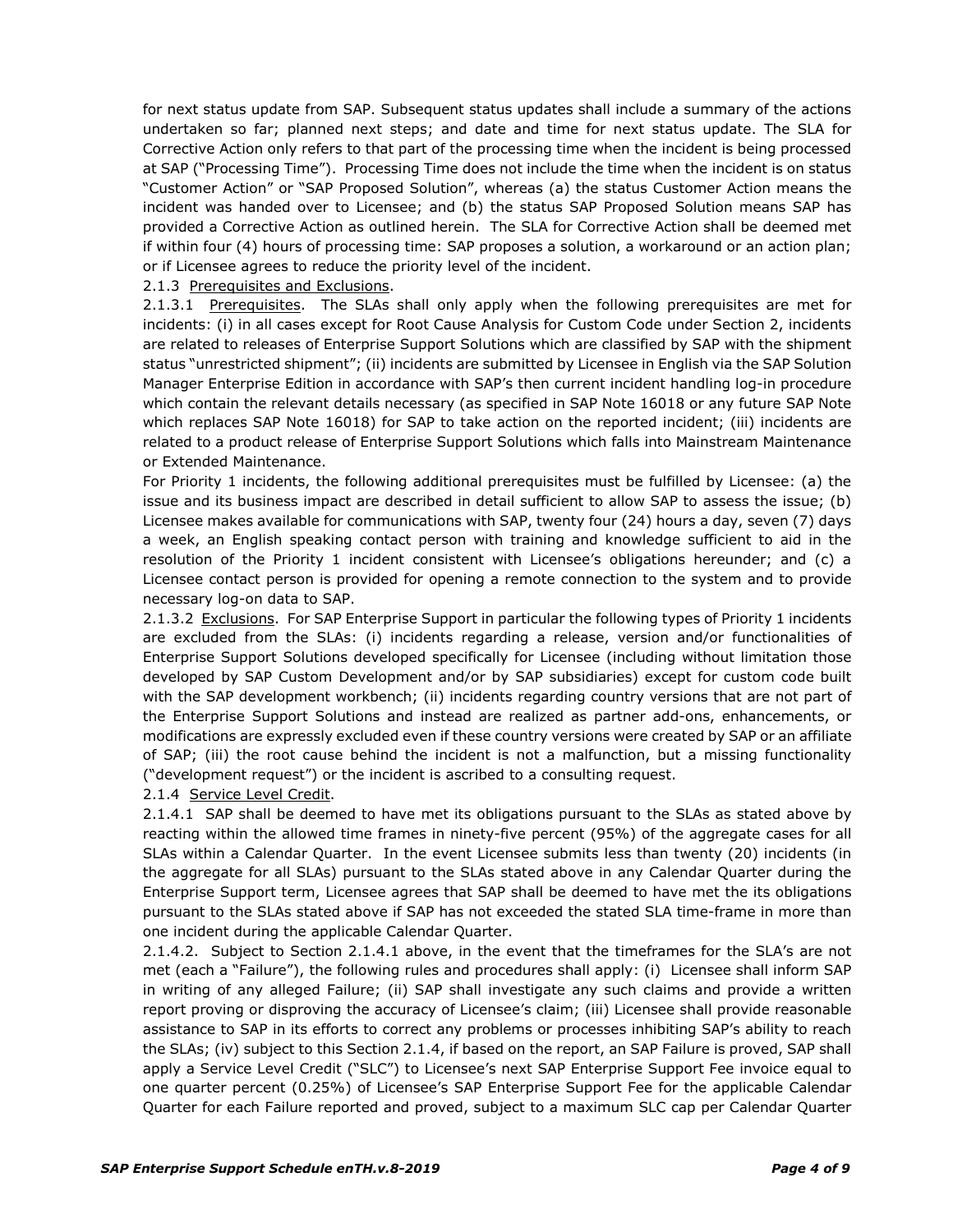for next status update from SAP. Subsequent status updates shall include a summary of the actions undertaken so far; planned next steps; and date and time for next status update. The SLA for Corrective Action only refers to that part of the processing time when the incident is being processed at SAP ("Processing Time"). Processing Time does not include the time when the incident is on status "Customer Action" or "SAP Proposed Solution", whereas (a) the status Customer Action means the incident was handed over to Licensee; and (b) the status SAP Proposed Solution means SAP has provided a Corrective Action as outlined herein. The SLA for Corrective Action shall be deemed met if within four (4) hours of processing time: SAP proposes a solution, a workaround or an action plan; or if Licensee agrees to reduce the priority level of the incident.

2.1.3 Prerequisites and Exclusions.

2.1.3.1 Prerequisites. The SLAs shall only apply when the following prerequisites are met for incidents: (i) in all cases except for Root Cause Analysis for Custom Code under Section 2, incidents are related to releases of Enterprise Support Solutions which are classified by SAP with the shipment status "unrestricted shipment"; (ii) incidents are submitted by Licensee in English via the SAP Solution Manager Enterprise Edition in accordance with SAP's then current incident handling log-in procedure which contain the relevant details necessary (as specified in SAP Note 16018 or any future SAP Note which replaces SAP Note 16018) for SAP to take action on the reported incident; (iii) incidents are related to a product release of Enterprise Support Solutions which falls into Mainstream Maintenance or Extended Maintenance.

For Priority 1 incidents, the following additional prerequisites must be fulfilled by Licensee: (a) the issue and its business impact are described in detail sufficient to allow SAP to assess the issue; (b) Licensee makes available for communications with SAP, twenty four (24) hours a day, seven (7) days a week, an English speaking contact person with training and knowledge sufficient to aid in the resolution of the Priority 1 incident consistent with Licensee's obligations hereunder; and (c) a Licensee contact person is provided for opening a remote connection to the system and to provide necessary log-on data to SAP.

2.1.3.2 Exclusions. For SAP Enterprise Support in particular the following types of Priority 1 incidents are excluded from the SLAs: (i) incidents regarding a release, version and/or functionalities of Enterprise Support Solutions developed specifically for Licensee (including without limitation those developed by SAP Custom Development and/or by SAP subsidiaries) except for custom code built with the SAP development workbench; (ii) incidents regarding country versions that are not part of the Enterprise Support Solutions and instead are realized as partner add-ons, enhancements, or modifications are expressly excluded even if these country versions were created by SAP or an affiliate of SAP; (iii) the root cause behind the incident is not a malfunction, but a missing functionality ("development request") or the incident is ascribed to a consulting request.

2.1.4 Service Level Credit.

2.1.4.1 SAP shall be deemed to have met its obligations pursuant to the SLAs as stated above by reacting within the allowed time frames in ninety-five percent (95%) of the aggregate cases for all SLAs within a Calendar Quarter. In the event Licensee submits less than twenty (20) incidents (in the aggregate for all SLAs) pursuant to the SLAs stated above in any Calendar Quarter during the Enterprise Support term, Licensee agrees that SAP shall be deemed to have met the its obligations pursuant to the SLAs stated above if SAP has not exceeded the stated SLA time-frame in more than one incident during the applicable Calendar Quarter.

2.1.4.2. Subject to Section 2.1.4.1 above, in the event that the timeframes for the SLA's are not met (each a "Failure"), the following rules and procedures shall apply: (i) Licensee shall inform SAP in writing of any alleged Failure; (ii) SAP shall investigate any such claims and provide a written report proving or disproving the accuracy of Licensee's claim; (iii) Licensee shall provide reasonable assistance to SAP in its efforts to correct any problems or processes inhibiting SAP's ability to reach the SLAs; (iv) subject to this Section 2.1.4, if based on the report, an SAP Failure is proved, SAP shall apply a Service Level Credit ("SLC") to Licensee's next SAP Enterprise Support Fee invoice equal to one quarter percent (0.25%) of Licensee's SAP Enterprise Support Fee for the applicable Calendar Quarter for each Failure reported and proved, subject to a maximum SLC cap per Calendar Quarter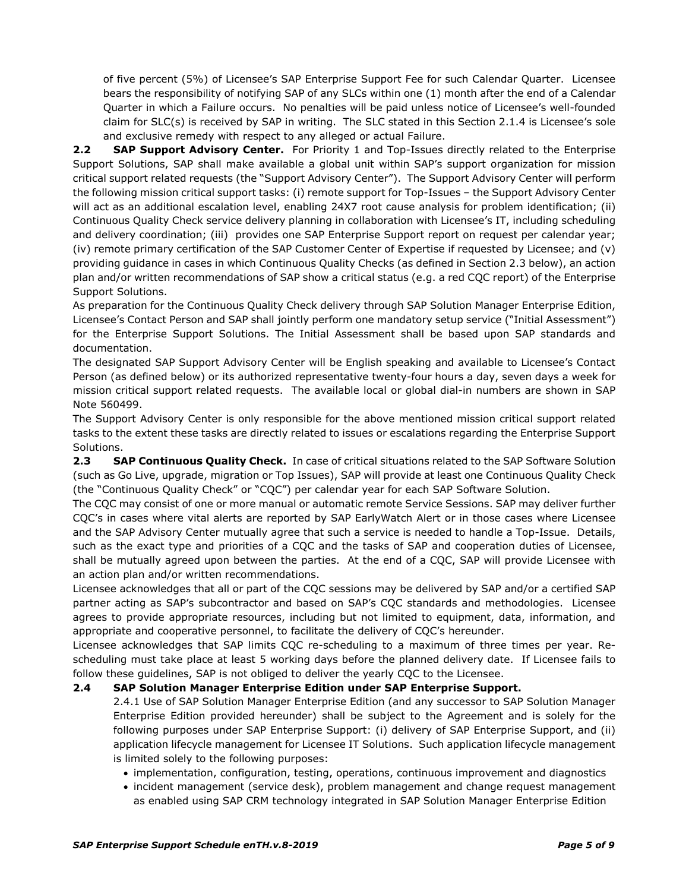of five percent (5%) of Licensee's SAP Enterprise Support Fee for such Calendar Quarter. Licensee bears the responsibility of notifying SAP of any SLCs within one (1) month after the end of a Calendar Quarter in which a Failure occurs. No penalties will be paid unless notice of Licensee's well-founded claim for SLC(s) is received by SAP in writing. The SLC stated in this Section 2.1.4 is Licensee's sole and exclusive remedy with respect to any alleged or actual Failure.

**2.2 SAP Support Advisory Center.** For Priority 1 and Top-Issues directly related to the Enterprise Support Solutions, SAP shall make available a global unit within SAP's support organization for mission critical support related requests (the "Support Advisory Center"). The Support Advisory Center will perform the following mission critical support tasks: (i) remote support for Top-Issues – the Support Advisory Center will act as an additional escalation level, enabling 24X7 root cause analysis for problem identification; (ii) Continuous Quality Check service delivery planning in collaboration with Licensee's IT, including scheduling and delivery coordination; (iii) provides one SAP Enterprise Support report on request per calendar year; (iv) remote primary certification of the SAP Customer Center of Expertise if requested by Licensee; and (v) providing guidance in cases in which Continuous Quality Checks (as defined in Section 2.3 below), an action plan and/or written recommendations of SAP show a critical status (e.g. a red CQC report) of the Enterprise Support Solutions.

As preparation for the Continuous Quality Check delivery through SAP Solution Manager Enterprise Edition, Licensee's Contact Person and SAP shall jointly perform one mandatory setup service ("Initial Assessment") for the Enterprise Support Solutions. The Initial Assessment shall be based upon SAP standards and documentation.

The designated SAP Support Advisory Center will be English speaking and available to Licensee's Contact Person (as defined below) or its authorized representative twenty-four hours a day, seven days a week for mission critical support related requests. The available local or global dial-in numbers are shown in SAP Note 560499.

The Support Advisory Center is only responsible for the above mentioned mission critical support related tasks to the extent these tasks are directly related to issues or escalations regarding the Enterprise Support Solutions.

**2.3 SAP Continuous Quality Check.** In case of critical situations related to the SAP Software Solution (such as Go Live, upgrade, migration or Top Issues), SAP will provide at least one Continuous Quality Check (the "Continuous Quality Check" or "CQC") per calendar year for each SAP Software Solution.

The CQC may consist of one or more manual or automatic remote Service Sessions. SAP may deliver further CQC's in cases where vital alerts are reported by SAP EarlyWatch Alert or in those cases where Licensee and the SAP Advisory Center mutually agree that such a service is needed to handle a Top-Issue. Details, such as the exact type and priorities of a CQC and the tasks of SAP and cooperation duties of Licensee, shall be mutually agreed upon between the parties. At the end of a CQC, SAP will provide Licensee with an action plan and/or written recommendations.

Licensee acknowledges that all or part of the CQC sessions may be delivered by SAP and/or a certified SAP partner acting as SAP's subcontractor and based on SAP's CQC standards and methodologies. Licensee agrees to provide appropriate resources, including but not limited to equipment, data, information, and appropriate and cooperative personnel, to facilitate the delivery of CQC's hereunder.

Licensee acknowledges that SAP limits CQC re-scheduling to a maximum of three times per year. Re-scheduling must take place at least 5 working days before the planned delivery date. If Licensee fails to follow these guidelines, SAP is not obliged to deliver the yearly CQC to the Licensee.

**2.4 SAP Solution Manager Enterprise Edition under SAP Enterprise Support.**

2.4.1 Use of SAP Solution Manager Enterprise Edition (and any successor to SAP Solution Manager Enterprise Edition provided hereunder) shall be subject to the Agreement and is solely for the following purposes under SAP Enterprise Support: (i) delivery of SAP Enterprise Support, and (ii) application lifecycle management for Licensee IT Solutions. Such application lifecycle management is limited solely to the following purposes:

- implementation, configuration, testing, operations, continuous improvement and diagnostics
- incident management (service desk), problem management and change request management as enabled using SAP CRM technology integrated in SAP Solution Manager Enterprise Edition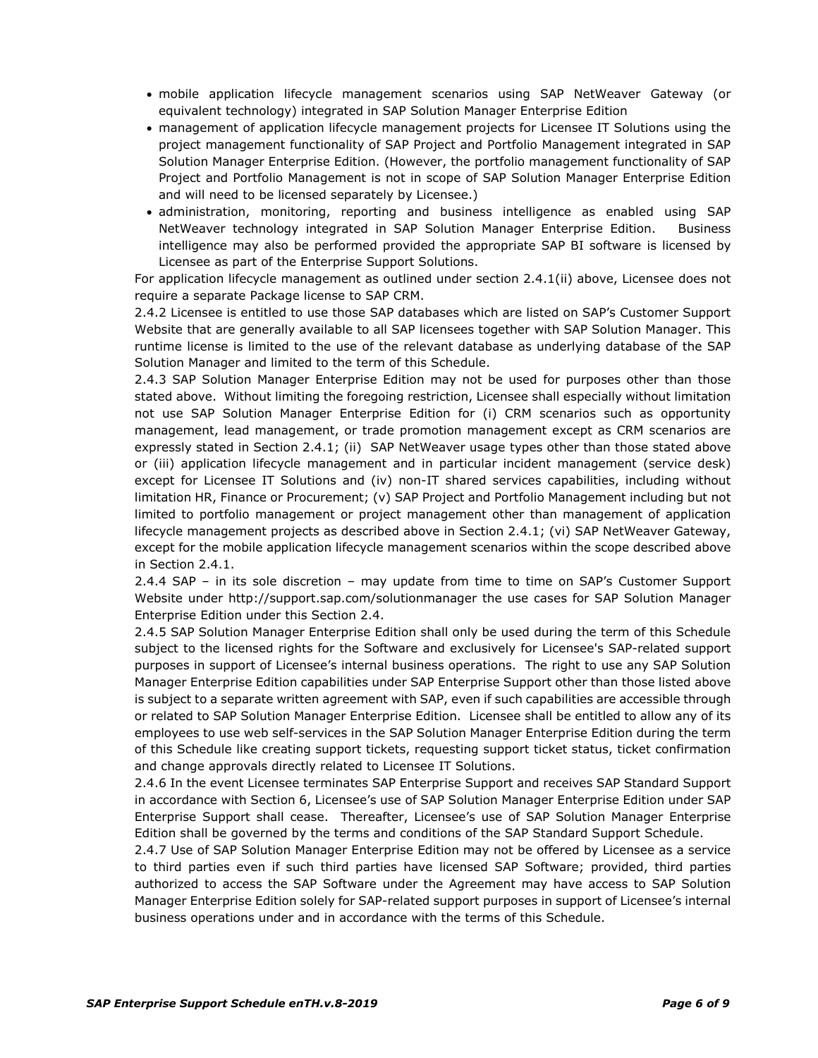- mobile application lifecycle management scenarios using SAP NetWeaver Gateway (or equivalent technology) integrated in SAP Solution Manager Enterprise Edition
- management of application lifecycle management projects for Licensee IT Solutions using the project management functionality of SAP Project and Portfolio Management integrated in SAP Solution Manager Enterprise Edition. (However, the portfolio management functionality of SAP Project and Portfolio Management is not in scope of SAP Solution Manager Enterprise Edition and will need to be licensed separately by Licensee.)
- administration, monitoring, reporting and business intelligence as enabled using SAP NetWeaver technology integrated in SAP Solution Manager Enterprise Edition. Business intelligence may also be performed provided the appropriate SAP BI software is licensed by Licensee as part of the Enterprise Support Solutions.

For application lifecycle management as outlined under section 2.4.1(ii) above, Licensee does not require a separate Package license to SAP CRM.

2.4.2 Licensee is entitled to use those SAP databases which are listed on SAP's Customer Support Website that are generally available to all SAP licensees together with SAP Solution Manager. This runtime license is limited to the use of the relevant database as underlying database of the SAP Solution Manager and limited to the term of this Schedule.

2.4.3 SAP Solution Manager Enterprise Edition may not be used for purposes other than those stated above. Without limiting the foregoing restriction, Licensee shall especially without limitation not use SAP Solution Manager Enterprise Edition for (i) CRM scenarios such as opportunity management, lead management, or trade promotion management except as CRM scenarios are expressly stated in Section 2.4.1; (ii) SAP NetWeaver usage types other than those stated above or (iii) application lifecycle management and in particular incident management (service desk) except for Licensee IT Solutions and (iv) non-IT shared services capabilities, including without limitation HR, Finance or Procurement; (v) SAP Project and Portfolio Management including but not limited to portfolio management or project management other than management of application lifecycle management projects as described above in Section 2.4.1; (vi) SAP NetWeaver Gateway, except for the mobile application lifecycle management scenarios within the scope described above in Section 2.4.1.

2.4.4 SAP – in its sole discretion – may update from time to time on SAP's Customer Support Website under http://support.sap.com/solutionmanager the use cases for SAP Solution Manager Enterprise Edition under this Section 2.4.

2.4.5 SAP Solution Manager Enterprise Edition shall only be used during the term of this Schedule subject to the licensed rights for the Software and exclusively for Licensee's SAP-related support purposes in support of Licensee's internal business operations. The right to use any SAP Solution Manager Enterprise Edition capabilities under SAP Enterprise Support other than those listed above is subject to a separate written agreement with SAP, even if such capabilities are accessible through or related to SAP Solution Manager Enterprise Edition. Licensee shall be entitled to allow any of its employees to use web self-services in the SAP Solution Manager Enterprise Edition during the term of this Schedule like creating support tickets, requesting support ticket status, ticket confirmation and change approvals directly related to Licensee IT Solutions.

2.4.6 In the event Licensee terminates SAP Enterprise Support and receives SAP Standard Support in accordance with Section 6, Licensee's use of SAP Solution Manager Enterprise Edition under SAP Enterprise Support shall cease. Thereafter, Licensee's use of SAP Solution Manager Enterprise Edition shall be governed by the terms and conditions of the SAP Standard Support Schedule.

2.4.7 Use of SAP Solution Manager Enterprise Edition may not be offered by Licensee as a service to third parties even if such third parties have licensed SAP Software; provided, third parties authorized to access the SAP Software under the Agreement may have access to SAP Solution Manager Enterprise Edition solely for SAP-related support purposes in support of Licensee's internal business operations under and in accordance with the terms of this Schedule.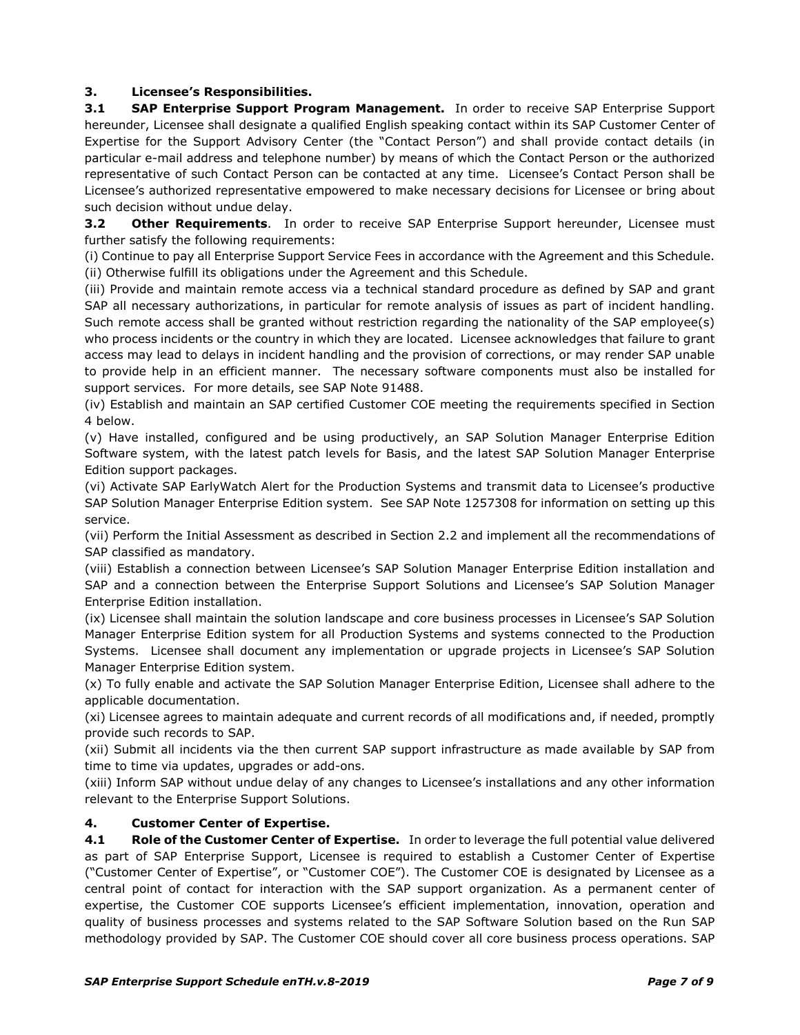## 3. Licensee's Responsibilities.

**3.1 SAP Enterprise Support Program Management.** In order to receive SAP Enterprise Support hereunder, Licensee shall designate a qualified English speaking contact within its SAP Customer Center of Expertise for the Support Advisory Center (the "Contact Person") and shall provide contact details (in particular e-mail address and telephone number) by means of which the Contact Person or the authorized representative of such Contact Person can be contacted at any time. Licensee's Contact Person shall be Licensee's authorized representative empowered to make necessary decisions for Licensee or bring about such decision without undue delay.

**3.2 Other Requirements**. In order to receive SAP Enterprise Support hereunder, Licensee must further satisfy the following requirements:

(i) Continue to pay all Enterprise Support Service Fees in accordance with the Agreement and this Schedule.

(ii) Otherwise fulfill its obligations under the Agreement and this Schedule.

(iii) Provide and maintain remote access via a technical standard procedure as defined by SAP and grant SAP all necessary authorizations, in particular for remote analysis of issues as part of incident handling. Such remote access shall be granted without restriction regarding the nationality of the SAP employee(s) who process incidents or the country in which they are located. Licensee acknowledges that failure to grant access may lead to delays in incident handling and the provision of corrections, or may render SAP unable to provide help in an efficient manner. The necessary software components must also be installed for support services. For more details, see SAP Note 91488.

(iv) Establish and maintain an SAP certified Customer COE meeting the requirements specified in Section 4 below.

(v) Have installed, configured and be using productively, an SAP Solution Manager Enterprise Edition Software system, with the latest patch levels for Basis, and the latest SAP Solution Manager Enterprise Edition support packages.

(vi) Activate SAP EarlyWatch Alert for the Production Systems and transmit data to Licensee's productive SAP Solution Manager Enterprise Edition system. See SAP Note 1257308 for information on setting up this service.

(vii) Perform the Initial Assessment as described in Section 2.2 and implement all the recommendations of SAP classified as mandatory.

(viii) Establish a connection between Licensee's SAP Solution Manager Enterprise Edition installation and SAP and a connection between the Enterprise Support Solutions and Licensee's SAP Solution Manager Enterprise Edition installation.

(ix) Licensee shall maintain the solution landscape and core business processes in Licensee's SAP Solution Manager Enterprise Edition system for all Production Systems and systems connected to the Production Systems. Licensee shall document any implementation or upgrade projects in Licensee's SAP Solution Manager Enterprise Edition system.

(x) To fully enable and activate the SAP Solution Manager Enterprise Edition, Licensee shall adhere to the applicable documentation.

(xi) Licensee agrees to maintain adequate and current records of all modifications and, if needed, promptly provide such records to SAP.

(xii) Submit all incidents via the then current SAP support infrastructure as made available by SAP from time to time via updates, upgrades or add-ons.

(xiii) Inform SAP without undue delay of any changes to Licensee's installations and any other information relevant to the Enterprise Support Solutions.

## 4. Customer Center of Expertise.

**4.1 Role of the Customer Center of Expertise.** In order to leverage the full potential value delivered as part of SAP Enterprise Support, Licensee is required to establish a Customer Center of Expertise ("Customer Center of Expertise", or "Customer COE"). The Customer COE is designated by Licensee as a central point of contact for interaction with the SAP support organization. As a permanent center of expertise, the Customer COE supports Licensee's efficient implementation, innovation, operation and quality of business processes and systems related to the SAP Software Solution based on the Run SAP methodology provided by SAP. The Customer COE should cover all core business process operations. SAP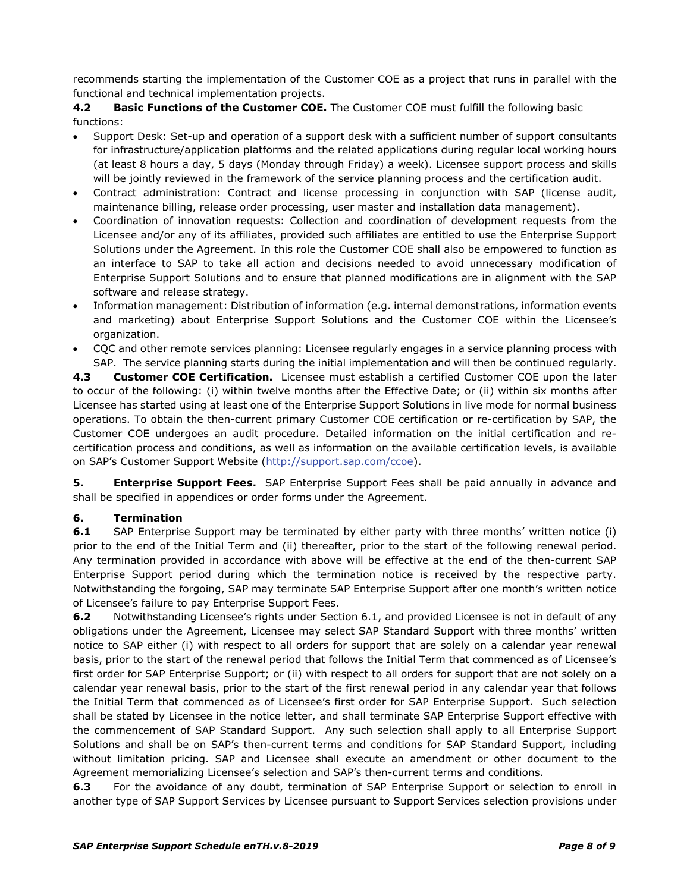recommends starting the implementation of the Customer COE as a project that runs in parallel with the functional and technical implementation projects.

**4.2 Basic Functions of the Customer COE.** The Customer COE must fulfill the following basic functions:

- Support Desk: Set-up and operation of a support desk with a sufficient number of support consultants for infrastructure/application platforms and the related applications during regular local working hours (at least 8 hours a day, 5 days (Monday through Friday) a week). Licensee support process and skills will be jointly reviewed in the framework of the service planning process and the certification audit.
- Contract administration: Contract and license processing in conjunction with SAP (license audit, maintenance billing, release order processing, user master and installation data management).
- Coordination of innovation requests: Collection and coordination of development requests from the Licensee and/or any of its affiliates, provided such affiliates are entitled to use the Enterprise Support Solutions under the Agreement. In this role the Customer COE shall also be empowered to function as an interface to SAP to take all action and decisions needed to avoid unnecessary modification of Enterprise Support Solutions and to ensure that planned modifications are in alignment with the SAP software and release strategy.
- Information management: Distribution of information (e.g. internal demonstrations, information events and marketing) about Enterprise Support Solutions and the Customer COE within the Licensee's organization.
- CQC and other remote services planning: Licensee regularly engages in a service planning process with SAP. The service planning starts during the initial implementation and will then be continued regularly.

**4.3 Customer COE Certification.** Licensee must establish a certified Customer COE upon the later to occur of the following: (i) within twelve months after the Effective Date; or (ii) within six months after Licensee has started using at least one of the Enterprise Support Solutions in live mode for normal business operations. To obtain the then-current primary Customer COE certification or re-certification by SAP, the Customer COE undergoes an audit procedure. Detailed information on the initial certification and re-certification process and conditions, as well as information on the available certification levels, is available on SAP's Customer Support Website (http://support.sap.com/ccoe).

**5. Enterprise Support Fees.** SAP Enterprise Support Fees shall be paid annually in advance and shall be specified in appendices or order forms under the Agreement.

**6. Termination**

**6.1** SAP Enterprise Support may be terminated by either party with three months' written notice (i) prior to the end of the Initial Term and (ii) thereafter, prior to the start of the following renewal period. Any termination provided in accordance with above will be effective at the end of the then-current SAP Enterprise Support period during which the termination notice is received by the respective party. Notwithstanding the forgoing, SAP may terminate SAP Enterprise Support after one month's written notice of Licensee's failure to pay Enterprise Support Fees.

**6.2** Notwithstanding Licensee's rights under Section 6.1, and provided Licensee is not in default of any obligations under the Agreement, Licensee may select SAP Standard Support with three months' written notice to SAP either (i) with respect to all orders for support that are solely on a calendar year renewal basis, prior to the start of the renewal period that follows the Initial Term that commenced as of Licensee's first order for SAP Enterprise Support; or (ii) with respect to all orders for support that are not solely on a calendar year renewal basis, prior to the start of the first renewal period in any calendar year that follows the Initial Term that commenced as of Licensee's first order for SAP Enterprise Support. Such selection shall be stated by Licensee in the notice letter, and shall terminate SAP Enterprise Support effective with the commencement of SAP Standard Support. Any such selection shall apply to all Enterprise Support Solutions and shall be on SAP's then-current terms and conditions for SAP Standard Support, including without limitation pricing. SAP and Licensee shall execute an amendment or other document to the Agreement memorializing Licensee's selection and SAP's then-current terms and conditions.

**6.3** For the avoidance of any doubt, termination of SAP Enterprise Support or selection to enroll in another type of SAP Support Services by Licensee pursuant to Support Services selection provisions under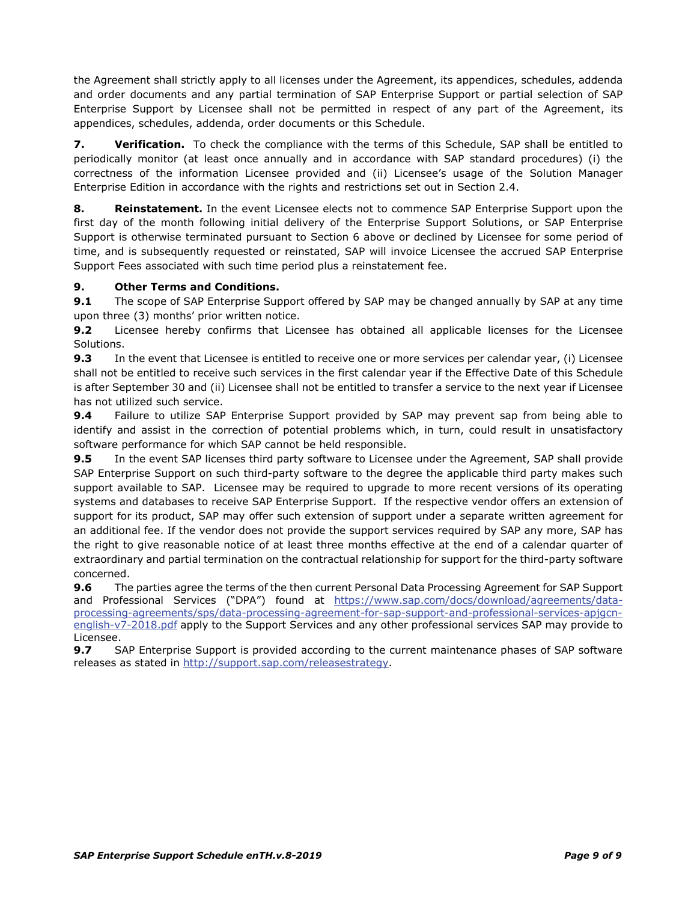the Agreement shall strictly apply to all licenses under the Agreement, its appendices, schedules, addenda and order documents and any partial termination of SAP Enterprise Support or partial selection of SAP Enterprise Support by Licensee shall not be permitted in respect of any part of the Agreement, its appendices, schedules, addenda, order documents or this Schedule.

**7. Verification.** To check the compliance with the terms of this Schedule, SAP shall be entitled to periodically monitor (at least once annually and in accordance with SAP standard procedures) (i) the correctness of the information Licensee provided and (ii) Licensee's usage of the Solution Manager Enterprise Edition in accordance with the rights and restrictions set out in Section 2.4.

**8. Reinstatement.** In the event Licensee elects not to commence SAP Enterprise Support upon the first day of the month following initial delivery of the Enterprise Support Solutions, or SAP Enterprise Support is otherwise terminated pursuant to Section 6 above or declined by Licensee for some period of time, and is subsequently requested or reinstated, SAP will invoice Licensee the accrued SAP Enterprise Support Fees associated with such time period plus a reinstatement fee.

**9. Other Terms and Conditions.**

**9.1** The scope of SAP Enterprise Support offered by SAP may be changed annually by SAP at any time upon three (3) months' prior written notice.

**9.2** Licensee hereby confirms that Licensee has obtained all applicable licenses for the Licensee Solutions.

**9.3** In the event that Licensee is entitled to receive one or more services per calendar year, (i) Licensee shall not be entitled to receive such services in the first calendar year if the Effective Date of this Schedule is after September 30 and (ii) Licensee shall not be entitled to transfer a service to the next year if Licensee has not utilized such service.

**9.4** Failure to utilize SAP Enterprise Support provided by SAP may prevent sap from being able to identify and assist in the correction of potential problems which, in turn, could result in unsatisfactory software performance for which SAP cannot be held responsible.

**9.5** In the event SAP licenses third party software to Licensee under the Agreement, SAP shall provide SAP Enterprise Support on such third-party software to the degree the applicable third party makes such support available to SAP. Licensee may be required to upgrade to more recent versions of its operating systems and databases to receive SAP Enterprise Support. If the respective vendor offers an extension of support for its product, SAP may offer such extension of support under a separate written agreement for an additional fee. If the vendor does not provide the support services required by SAP any more, SAP has the right to give reasonable notice of at least three months effective at the end of a calendar quarter of extraordinary and partial termination on the contractual relationship for support for the third-party software concerned.

**9.6** The parties agree the terms of the then current Personal Data Processing Agreement for SAP Support and Professional Services ("DPA") found at https://www.sap.com/docs/download/agreements/data-processing-agreements/sps/data-processing-agreement-for-sap-support-and-professional-services-apjgcn-english-v7-2018.pdf apply to the Support Services and any other professional services SAP may provide to Licensee.

**9.7** SAP Enterprise Support is provided according to the current maintenance phases of SAP software releases as stated in http://support.sap.com/releasestrategy.